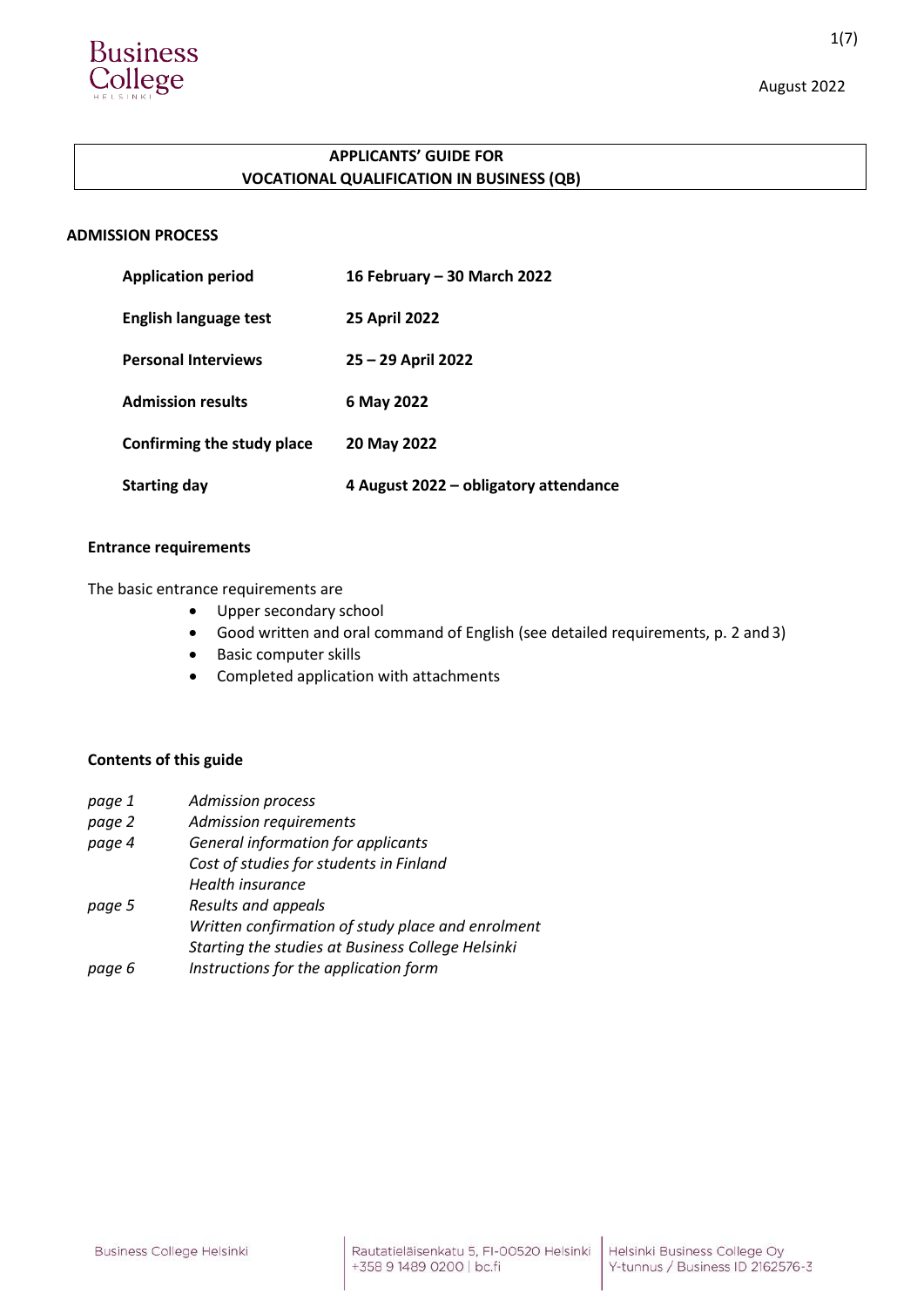August 2022

# APPLICANTS' GUIDE FOR VOCATIONAL QUALIFICATION IN BUSINESS (QB)

## ADMISSION PROCESS

| | |
|---|---|
| **Application period** | **16 February – 30 March 2022** |
| **English language test** | **25 April 2022** |
| **Personal Interviews** | **25 – 29 April 2022** |
| **Admission results** | **6 May 2022** |
| **Confirming the study place** | **20 May 2022** |
| **Starting day** | **4 August 2022 – obligatory attendance** |

### Entrance requirements

The basic entrance requirements are

- Upper secondary school
- Good written and oral command of English (see detailed requirements, p. 2 and 3)
- Basic computer skills
- Completed application with attachments

### Contents of this guide

| | |
|---|---|
| *page 1* | *Admission process* |
| *page 2* | *Admission requirements* |
| *page 4* | *General information for applicants* |
| | *Cost of studies for students in Finland* |
| | *Health insurance* |
| *page 5* | *Results and appeals* |
| | *Written confirmation of study place and enrolment* |
| | *Starting the studies at Business College Helsinki* |
| *page 6* | *Instructions for the application form* |

Business College Helsinki | Rautatieläisenkatu 5, FI-00520 Helsinki +358 9 1489 0200 | bc.fi | Helsinki Business College Oy Y-tunnus / Business ID 2162576-3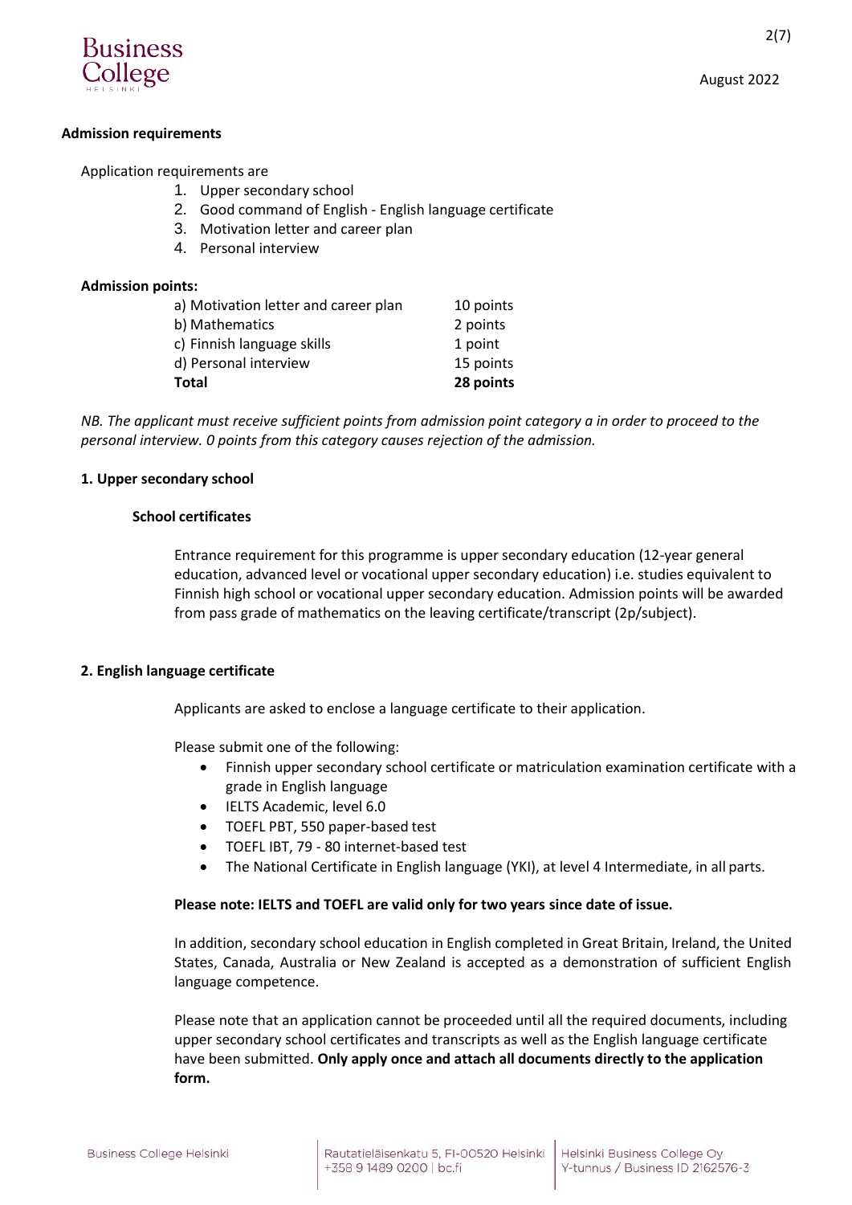## Admission requirements

Application requirements are

1. Upper secondary school
2. Good command of English - English language certificate
3. Motivation letter and career plan
4. Personal interview

**Admission points:**

| | |
|---|---|
| a) Motivation letter and career plan | 10 points |
| b) Mathematics | 2 points |
| c) Finnish language skills | 1 point |
| d) Personal interview | 15 points |
| **Total** | **28 points** |

*NB. The applicant must receive sufficient points from admission point category a in order to proceed to the personal interview. 0 points from this category causes rejection of the admission.*

### 1. Upper secondary school

#### School certificates

Entrance requirement for this programme is upper secondary education (12-year general education, advanced level or vocational upper secondary education) i.e. studies equivalent to Finnish high school or vocational upper secondary education. Admission points will be awarded from pass grade of mathematics on the leaving certificate/transcript (2p/subject).

### 2. English language certificate

Applicants are asked to enclose a language certificate to their application.

Please submit one of the following:

- Finnish upper secondary school certificate or matriculation examination certificate with a grade in English language
- IELTS Academic, level 6.0
- TOEFL PBT, 550 paper-based test
- TOEFL IBT, 79 - 80 internet-based test
- The National Certificate in English language (YKI), at level 4 Intermediate, in all parts.

**Please note: IELTS and TOEFL are valid only for two years since date of issue.**

In addition, secondary school education in English completed in Great Britain, Ireland, the United States, Canada, Australia or New Zealand is accepted as a demonstration of sufficient English language competence.

Please note that an application cannot be proceeded until all the required documents, including upper secondary school certificates and transcripts as well as the English language certificate have been submitted. **Only apply once and attach all documents directly to the application form.**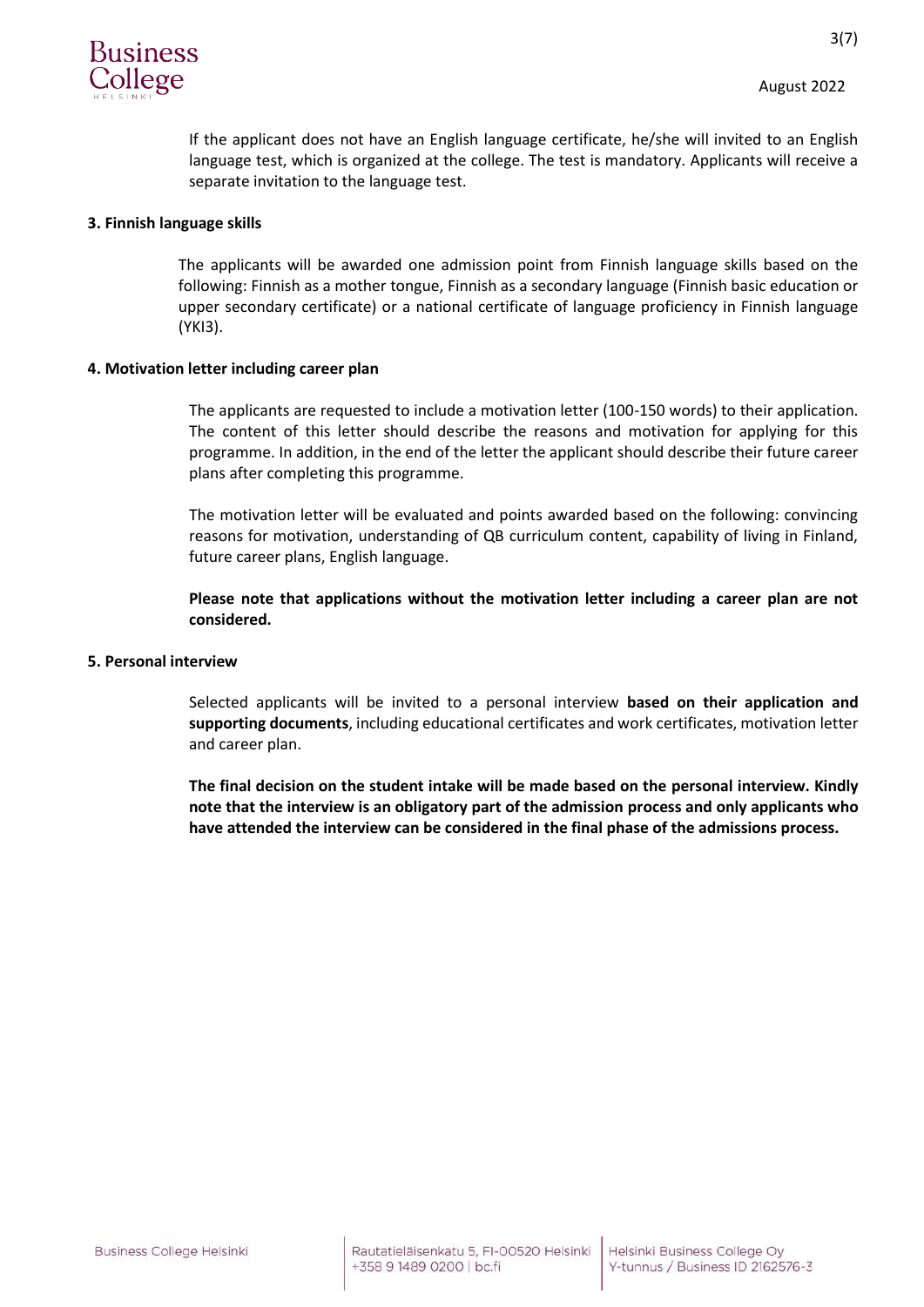If the applicant does not have an English language certificate, he/she will invited to an English language test, which is organized at the college. The test is mandatory. Applicants will receive a separate invitation to the language test.

**3. Finnish language skills**

The applicants will be awarded one admission point from Finnish language skills based on the following: Finnish as a mother tongue, Finnish as a secondary language (Finnish basic education or upper secondary certificate) or a national certificate of language proficiency in Finnish language (YKI3).

**4. Motivation letter including career plan**

The applicants are requested to include a motivation letter (100-150 words) to their application. The content of this letter should describe the reasons and motivation for applying for this programme. In addition, in the end of the letter the applicant should describe their future career plans after completing this programme.

The motivation letter will be evaluated and points awarded based on the following: convincing reasons for motivation, understanding of QB curriculum content, capability of living in Finland, future career plans, English language.

**Please note that applications without the motivation letter including a career plan are not considered.**

**5. Personal interview**

Selected applicants will be invited to a personal interview **based on their application and supporting documents**, including educational certificates and work certificates, motivation letter and career plan.

**The final decision on the student intake will be made based on the personal interview. Kindly note that the interview is an obligatory part of the admission process and only applicants who have attended the interview can be considered in the final phase of the admissions process.**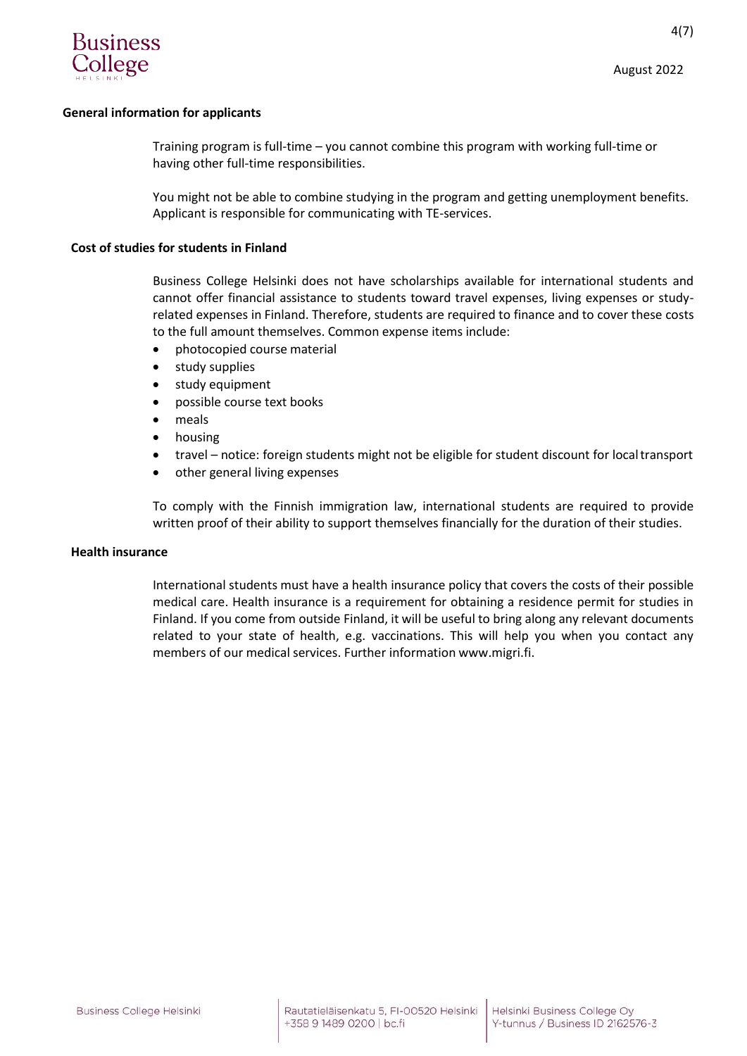## General information for applicants

Training program is full-time – you cannot combine this program with working full-time or having other full-time responsibilities.

You might not be able to combine studying in the program and getting unemployment benefits. Applicant is responsible for communicating with TE-services.

## Cost of studies for students in Finland

Business College Helsinki does not have scholarships available for international students and cannot offer financial assistance to students toward travel expenses, living expenses or study-related expenses in Finland. Therefore, students are required to finance and to cover these costs to the full amount themselves. Common expense items include:

- photocopied course material
- study supplies
- study equipment
- possible course text books
- meals
- housing
- travel – notice: foreign students might not be eligible for student discount for local transport
- other general living expenses

To comply with the Finnish immigration law, international students are required to provide written proof of their ability to support themselves financially for the duration of their studies.

## Health insurance

International students must have a health insurance policy that covers the costs of their possible medical care. Health insurance is a requirement for obtaining a residence permit for studies in Finland. If you come from outside Finland, it will be useful to bring along any relevant documents related to your state of health, e.g. vaccinations. This will help you when you contact any members of our medical services. Further information www.migri.fi.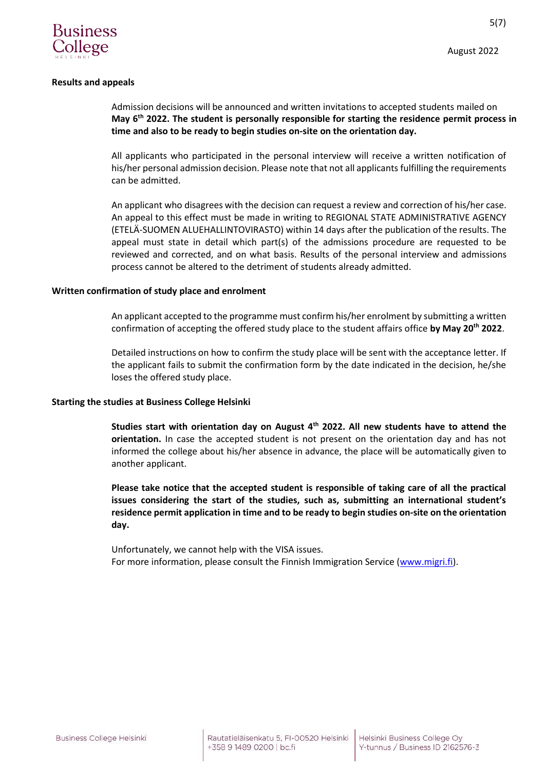## Results and appeals

Admission decisions will be announced and written invitations to accepted students mailed on **May 6th 2022. The student is personally responsible for starting the residence permit process in time and also to be ready to begin studies on-site on the orientation day.**

All applicants who participated in the personal interview will receive a written notification of his/her personal admission decision. Please note that not all applicants fulfilling the requirements can be admitted.

An applicant who disagrees with the decision can request a review and correction of his/her case. An appeal to this effect must be made in writing to REGIONAL STATE ADMINISTRATIVE AGENCY (ETELÄ-SUOMEN ALUEHALLINTOVIRASTO) within 14 days after the publication of the results. The appeal must state in detail which part(s) of the admissions procedure are requested to be reviewed and corrected, and on what basis. Results of the personal interview and admissions process cannot be altered to the detriment of students already admitted.

## Written confirmation of study place and enrolment

An applicant accepted to the programme must confirm his/her enrolment by submitting a written confirmation of accepting the offered study place to the student affairs office **by May 20th 2022**.

Detailed instructions on how to confirm the study place will be sent with the acceptance letter. If the applicant fails to submit the confirmation form by the date indicated in the decision, he/she loses the offered study place.

## Starting the studies at Business College Helsinki

**Studies start with orientation day on August 4th 2022. All new students have to attend the orientation.** In case the accepted student is not present on the orientation day and has not informed the college about his/her absence in advance, the place will be automatically given to another applicant.

**Please take notice that the accepted student is responsible of taking care of all the practical issues considering the start of the studies, such as, submitting an international student's residence permit application in time and to be ready to begin studies on-site on the orientation day.**

Unfortunately, we cannot help with the VISA issues.
For more information, please consult the Finnish Immigration Service (www.migri.fi).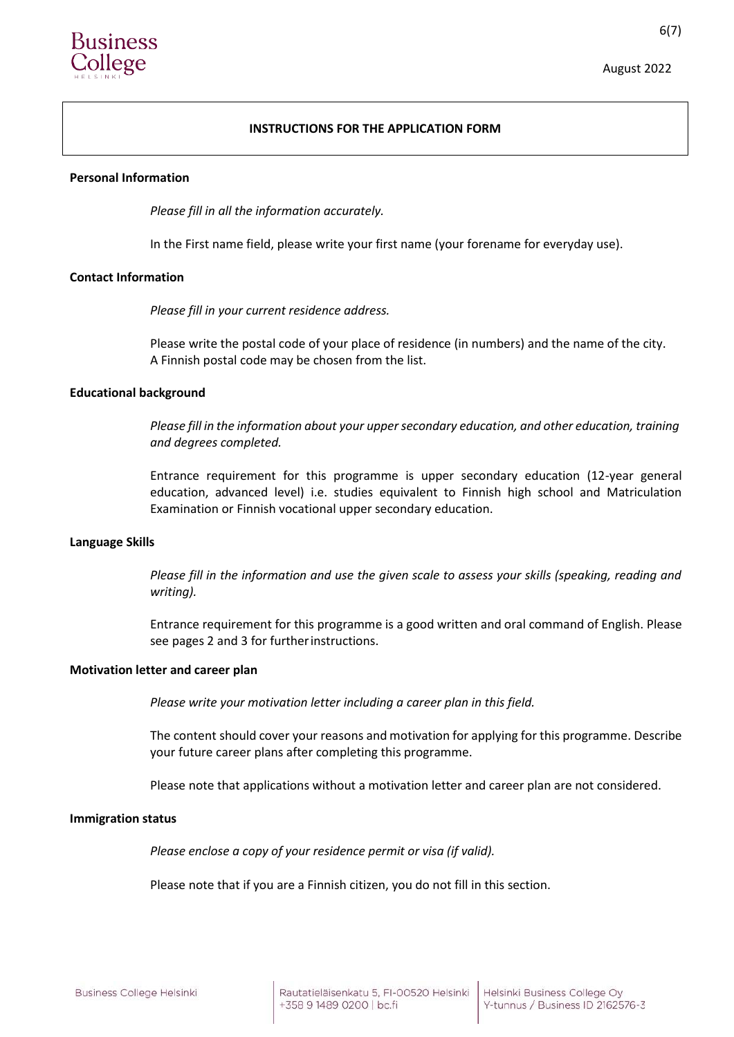## INSTRUCTIONS FOR THE APPLICATION FORM

**Personal Information**

*Please fill in all the information accurately.*

In the First name field, please write your first name (your forename for everyday use).

**Contact Information**

*Please fill in your current residence address.*

Please write the postal code of your place of residence (in numbers) and the name of the city. A Finnish postal code may be chosen from the list.

**Educational background**

*Please fill in the information about your upper secondary education, and other education, training and degrees completed.*

Entrance requirement for this programme is upper secondary education (12-year general education, advanced level) i.e. studies equivalent to Finnish high school and Matriculation Examination or Finnish vocational upper secondary education.

**Language Skills**

*Please fill in the information and use the given scale to assess your skills (speaking, reading and writing).*

Entrance requirement for this programme is a good written and oral command of English. Please see pages 2 and 3 for further instructions.

**Motivation letter and career plan**

*Please write your motivation letter including a career plan in this field.*

The content should cover your reasons and motivation for applying for this programme. Describe your future career plans after completing this programme.

Please note that applications without a motivation letter and career plan are not considered.

**Immigration status**

*Please enclose a copy of your residence permit or visa (if valid).*

Please note that if you are a Finnish citizen, you do not fill in this section.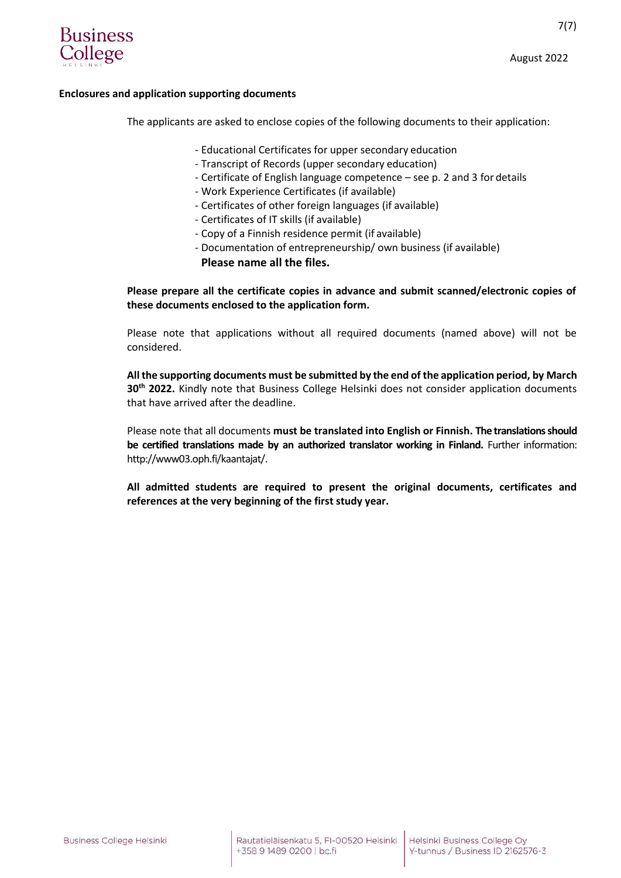**Enclosures and application supporting documents**

The applicants are asked to enclose copies of the following documents to their application:

- Educational Certificates for upper secondary education
- Transcript of Records (upper secondary education)
- Certificate of English language competence – see p. 2 and 3 for details
- Work Experience Certificates (if available)
- Certificates of other foreign languages (if available)
- Certificates of IT skills (if available)
- Copy of a Finnish residence permit (if available)
- Documentation of entrepreneurship/ own business (if available)

**Please name all the files.**

**Please prepare all the certificate copies in advance and submit scanned/electronic copies of these documents enclosed to the application form.**

Please note that applications without all required documents (named above) will not be considered.

**All the supporting documents must be submitted by the end of the application period, by March 30th 2022.** Kindly note that Business College Helsinki does not consider application documents that have arrived after the deadline.

Please note that all documents **must be translated into English or Finnish. The translations should be certified translations made by an authorized translator working in Finland.** Further information: http://www03.oph.fi/kaantajat/.

**All admitted students are required to present the original documents, certificates and references at the very beginning of the first study year.**